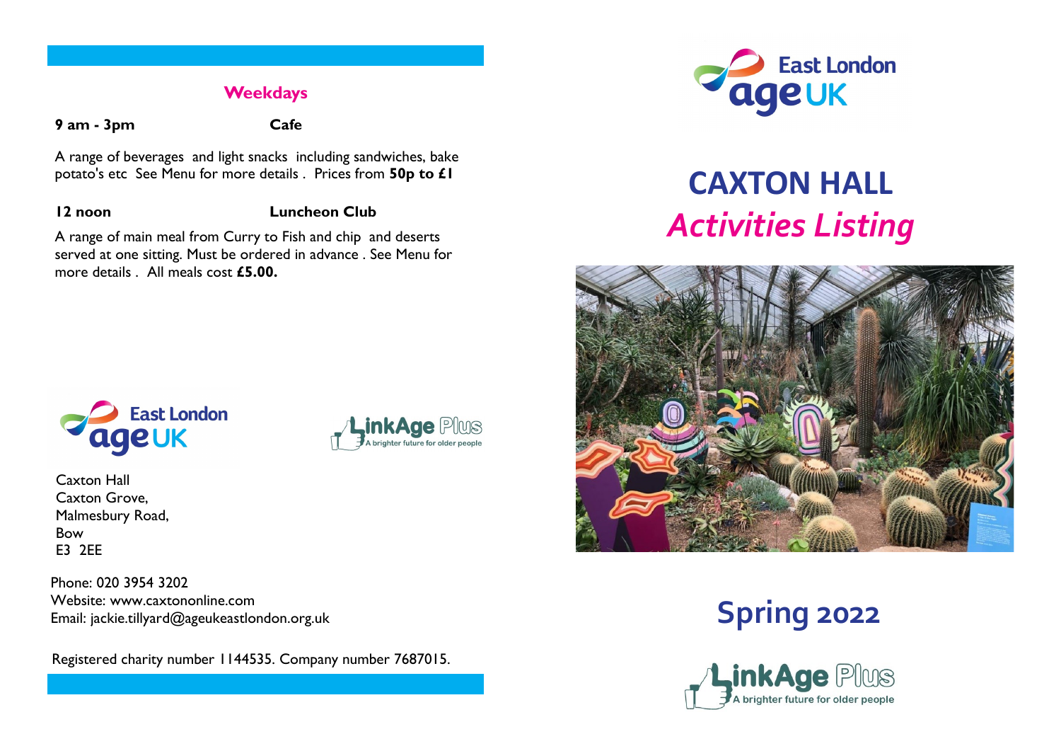## Weekdays

**9 am - 3pm** **Cafe**

A range of beverages and light snacks including sandwiches, bake potato's etc See Menu for more details . Prices from **50p to £1**

**12 noon** **Luncheon Club**

A range of main meal from Curry to Fish and chip and deserts served at one sitting. Must be ordered in advance . See Menu for more details . All meals cost **£5.00.**

East London age UK

LinkAge Plus — A brighter future for older people

Caxton Hall
Caxton Grove,
Malmesbury Road,
Bow
E3 2EE

Phone: 020 3954 3202
Website: www.caxtononline.com
Email: jackie.tillyard@ageukeastlondon.org.uk

Registered charity number 1144535. Company number 7687015.

East London age UK

# CAXTON HALL

# *Activities Listing*

## Spring 2022

LinkAge Plus — A brighter future for older people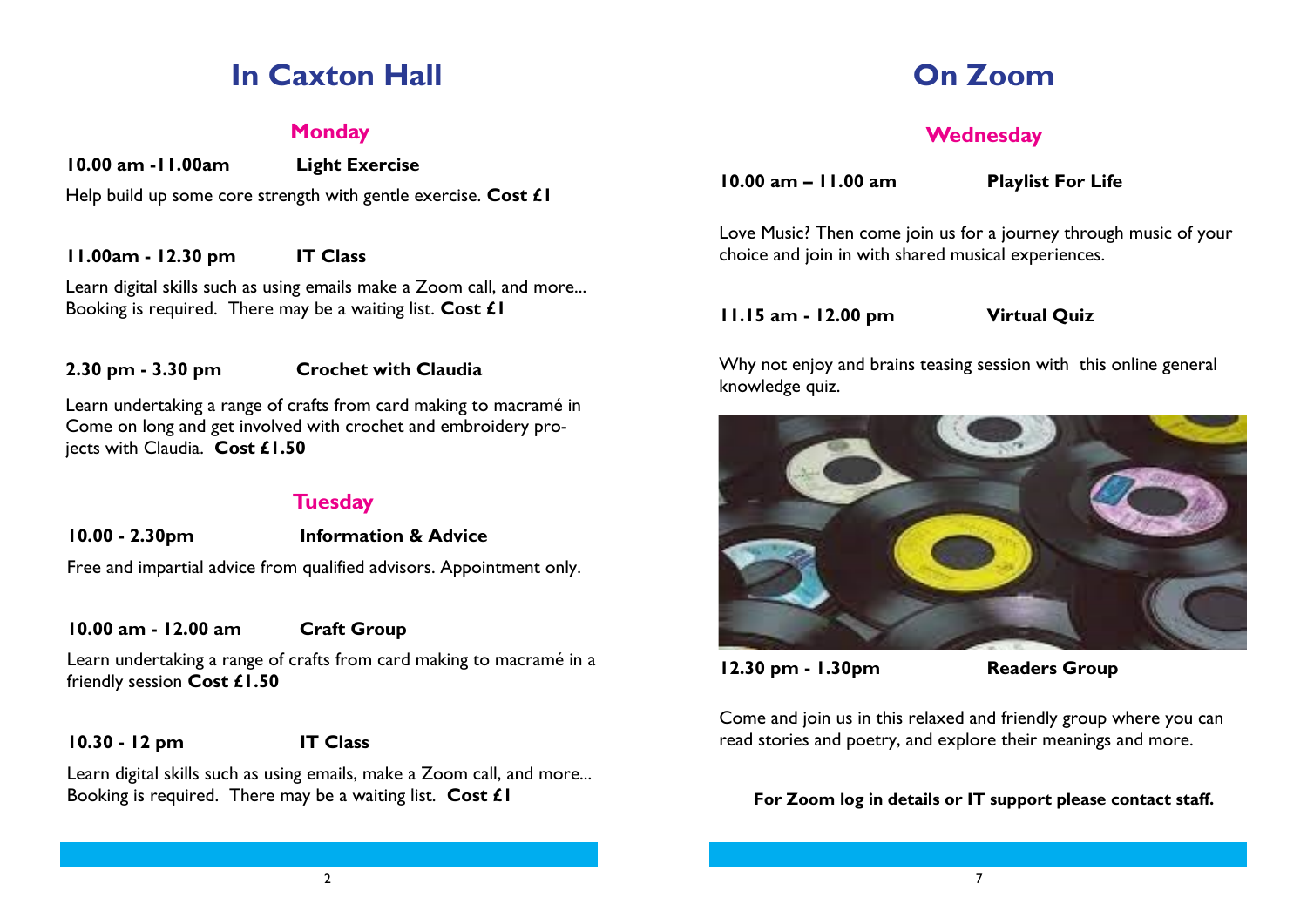# In Caxton Hall

## Monday

**10.00 am -11.00am** **Light Exercise**

Help build up some core strength with gentle exercise. **Cost £1**

**11.00am - 12.30 pm** **IT Class**

Learn digital skills such as using emails make a Zoom call, and more... Booking is required. There may be a waiting list. **Cost £1**

**2.30 pm - 3.30 pm** **Crochet with Claudia**

Learn undertaking a range of crafts from card making to macramé in Come on long and get involved with crochet and embroidery projects with Claudia. **Cost £1.50**

## Tuesday

**10.00 - 2.30pm** **Information & Advice**

Free and impartial advice from qualified advisors. Appointment only.

**10.00 am - 12.00 am** **Craft Group**

Learn undertaking a range of crafts from card making to macramé in a friendly session **Cost £1.50**

**10.30 - 12 pm** **IT Class**

Learn digital skills such as using emails, make a Zoom call, and more... Booking is required. There may be a waiting list. **Cost £1**

# On Zoom

## Wednesday

**10.00 am – 11.00 am** **Playlist For Life**

Love Music? Then come join us for a journey through music of your choice and join in with shared musical experiences.

**11.15 am - 12.00 pm** **Virtual Quiz**

Why not enjoy and brains teasing session with this online general knowledge quiz.

**12.30 pm - 1.30pm** **Readers Group**

Come and join us in this relaxed and friendly group where you can read stories and poetry, and explore their meanings and more.

**For Zoom log in details or IT support please contact staff.**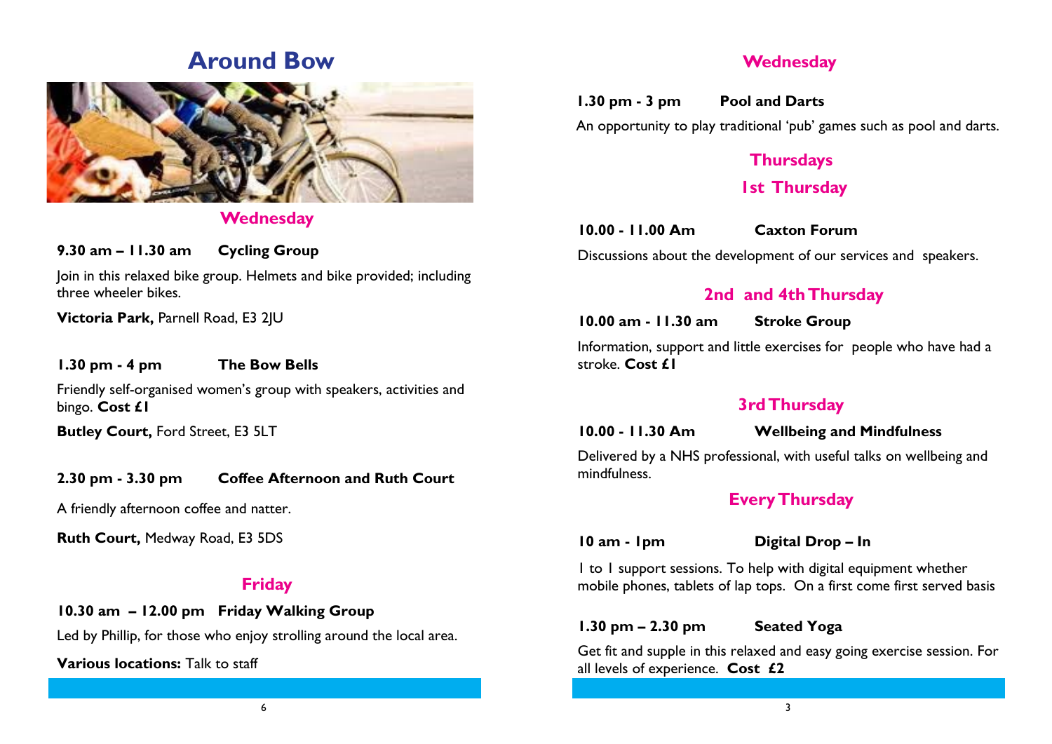# Around Bow

## Wednesday

**9.30 am – 11.30 am Cycling Group**

Join in this relaxed bike group. Helmets and bike provided; including three wheeler bikes.

**Victoria Park,** Parnell Road, E3 2JU

**1.30 pm - 4 pm The Bow Bells**

Friendly self-organised women's group with speakers, activities and bingo. **Cost £1**

**Butley Court,** Ford Street, E3 5LT

**2.30 pm - 3.30 pm Coffee Afternoon and Ruth Court**

A friendly afternoon coffee and natter.

**Ruth Court,** Medway Road, E3 5DS

## Friday

**10.30 am – 12.00 pm Friday Walking Group**

Led by Phillip, for those who enjoy strolling around the local area.

**Various locations:** Talk to staff

## Wednesday

**1.30 pm - 3 pm Pool and Darts**

An opportunity to play traditional 'pub' games such as pool and darts.

## Thursdays

### 1st Thursday

**10.00 - 11.00 Am Caxton Forum**

Discussions about the development of our services and speakers.

### 2nd and 4th Thursday

**10.00 am - 11.30 am Stroke Group**

Information, support and little exercises for people who have had a stroke. **Cost £1**

### 3rd Thursday

**10.00 - 11.30 Am Wellbeing and Mindfulness**

Delivered by a NHS professional, with useful talks on wellbeing and mindfulness.

### Every Thursday

**10 am - 1pm Digital Drop – In**

1 to 1 support sessions. To help with digital equipment whether mobile phones, tablets of lap tops. On a first come first served basis

**1.30 pm – 2.30 pm Seated Yoga**

Get fit and supple in this relaxed and easy going exercise session. For all levels of experience. **Cost £2**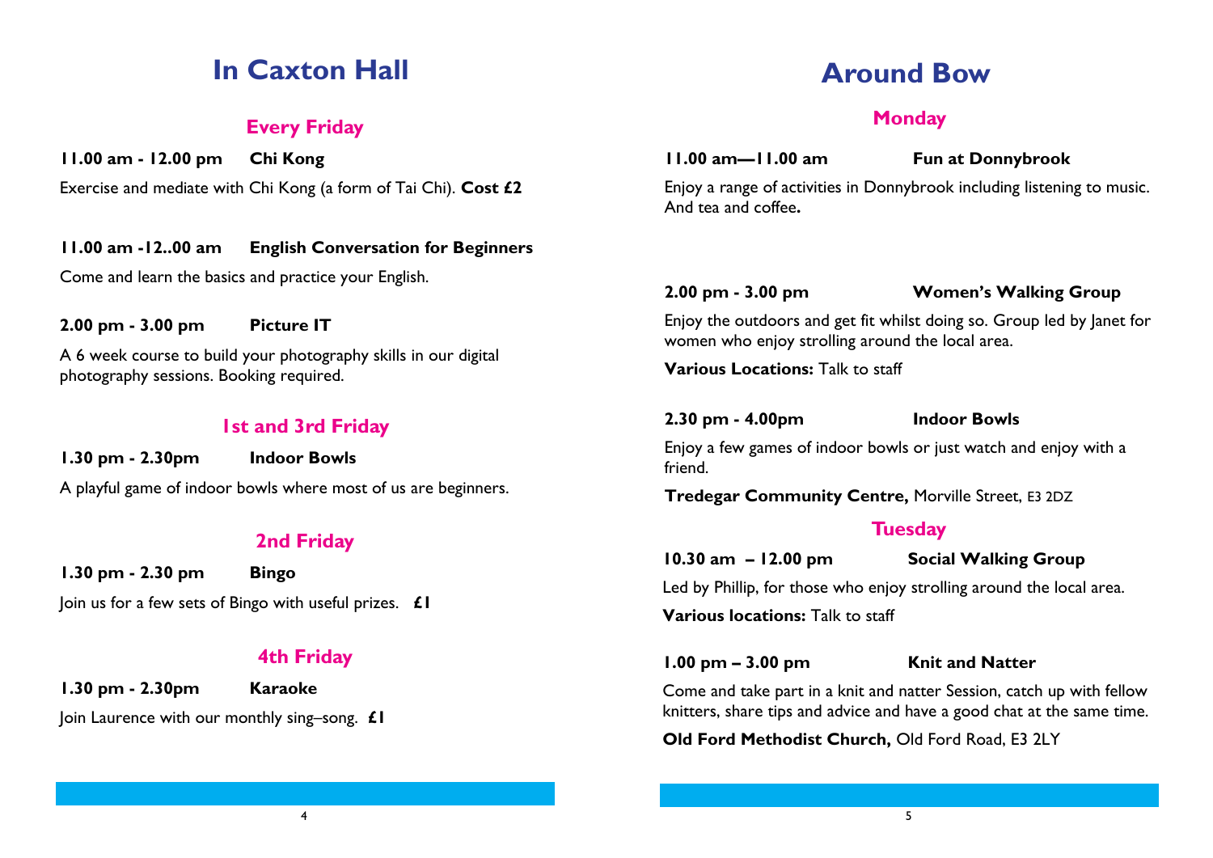# In Caxton Hall

## Every Friday

**11.00 am - 12.00 pm Chi Kong**

Exercise and mediate with Chi Kong (a form of Tai Chi). **Cost £2**

**11.00 am -12..00 am English Conversation for Beginners**

Come and learn the basics and practice your English.

**2.00 pm - 3.00 pm Picture IT**

A 6 week course to build your photography skills in our digital photography sessions. Booking required.

## 1st and 3rd Friday

**1.30 pm - 2.30pm Indoor Bowls**

A playful game of indoor bowls where most of us are beginners.

## 2nd Friday

**1.30 pm - 2.30 pm Bingo**

Join us for a few sets of Bingo with useful prizes. **£1**

## 4th Friday

**1.30 pm - 2.30pm Karaoke**

Join Laurence with our monthly sing–song. **£1**

# Around Bow

## Monday

**11.00 am—11.00 am Fun at Donnybrook**

Enjoy a range of activities in Donnybrook including listening to music. And tea and coffee**.**

**2.00 pm - 3.00 pm Women's Walking Group**

Enjoy the outdoors and get fit whilst doing so. Group led by Janet for women who enjoy strolling around the local area.

**Various Locations:** Talk to staff

**2.30 pm - 4.00pm Indoor Bowls**

Enjoy a few games of indoor bowls or just watch and enjoy with a friend.

**Tredegar Community Centre,** Morville Street, E3 2DZ

## Tuesday

**10.30 am – 12.00 pm Social Walking Group**

Led by Phillip, for those who enjoy strolling around the local area.

**Various locations:** Talk to staff

**1.00 pm – 3.00 pm Knit and Natter**

Come and take part in a knit and natter Session, catch up with fellow knitters, share tips and advice and have a good chat at the same time.

**Old Ford Methodist Church,** Old Ford Road, E3 2LY